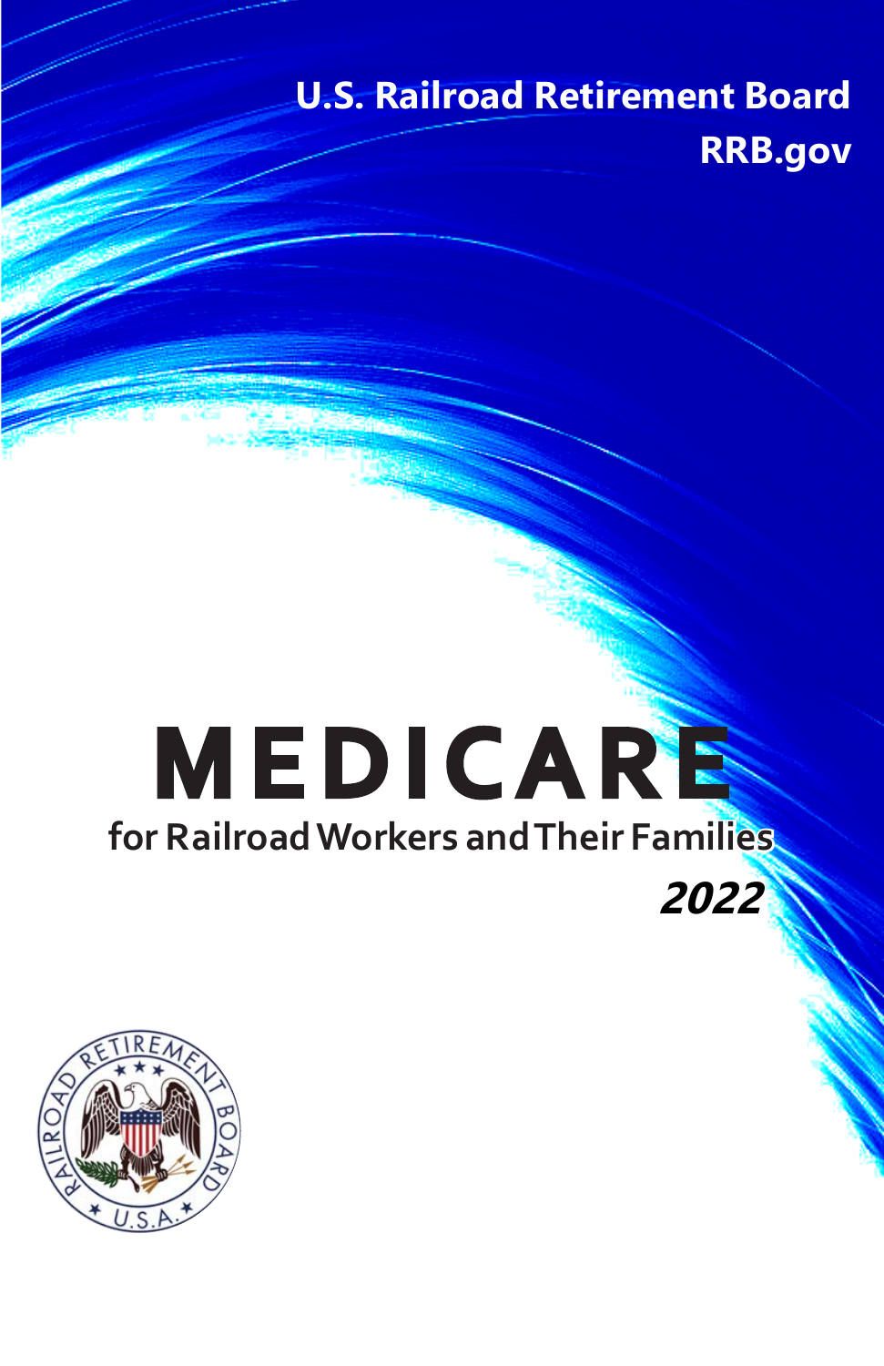U.S. Railroad Retirement Board

RRB.gov

# MEDICARE

## for Railroad Workers and Their Families

***2022***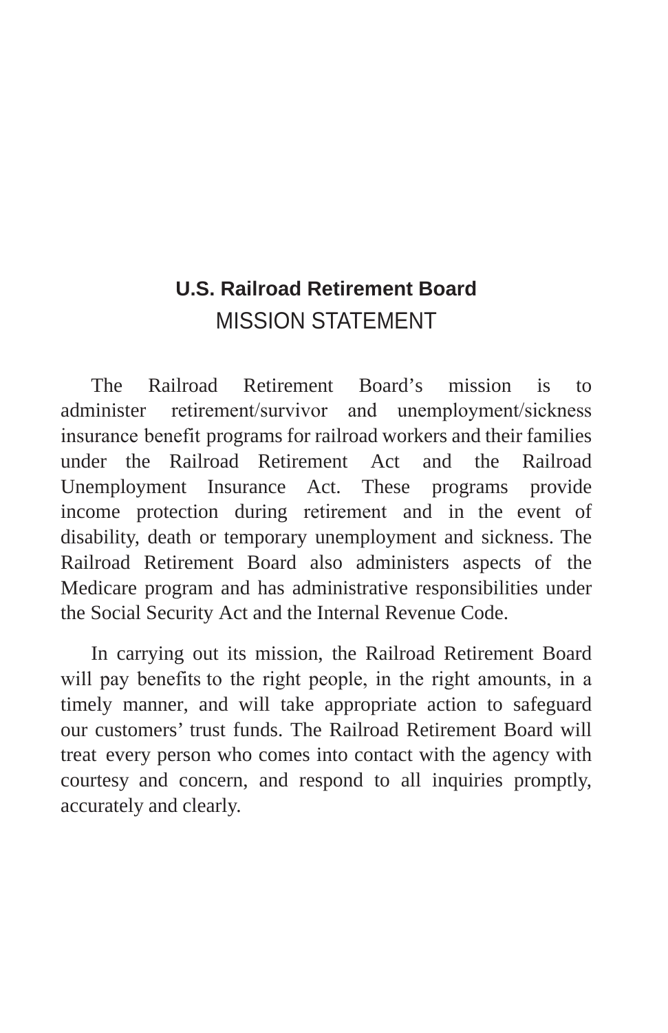## U.S. Railroad Retirement Board

## MISSION STATEMENT

The Railroad Retirement Board's mission is to administer retirement/survivor and unemployment/sickness insurance benefit programs for railroad workers and their families under the Railroad Retirement Act and the Railroad Unemployment Insurance Act. These programs provide income protection during retirement and in the event of disability, death or temporary unemployment and sickness. The Railroad Retirement Board also administers aspects of the Medicare program and has administrative responsibilities under the Social Security Act and the Internal Revenue Code.

In carrying out its mission, the Railroad Retirement Board will pay benefits to the right people, in the right amounts, in a timely manner, and will take appropriate action to safeguard our customers' trust funds. The Railroad Retirement Board will treat every person who comes into contact with the agency with courtesy and concern, and respond to all inquiries promptly, accurately and clearly.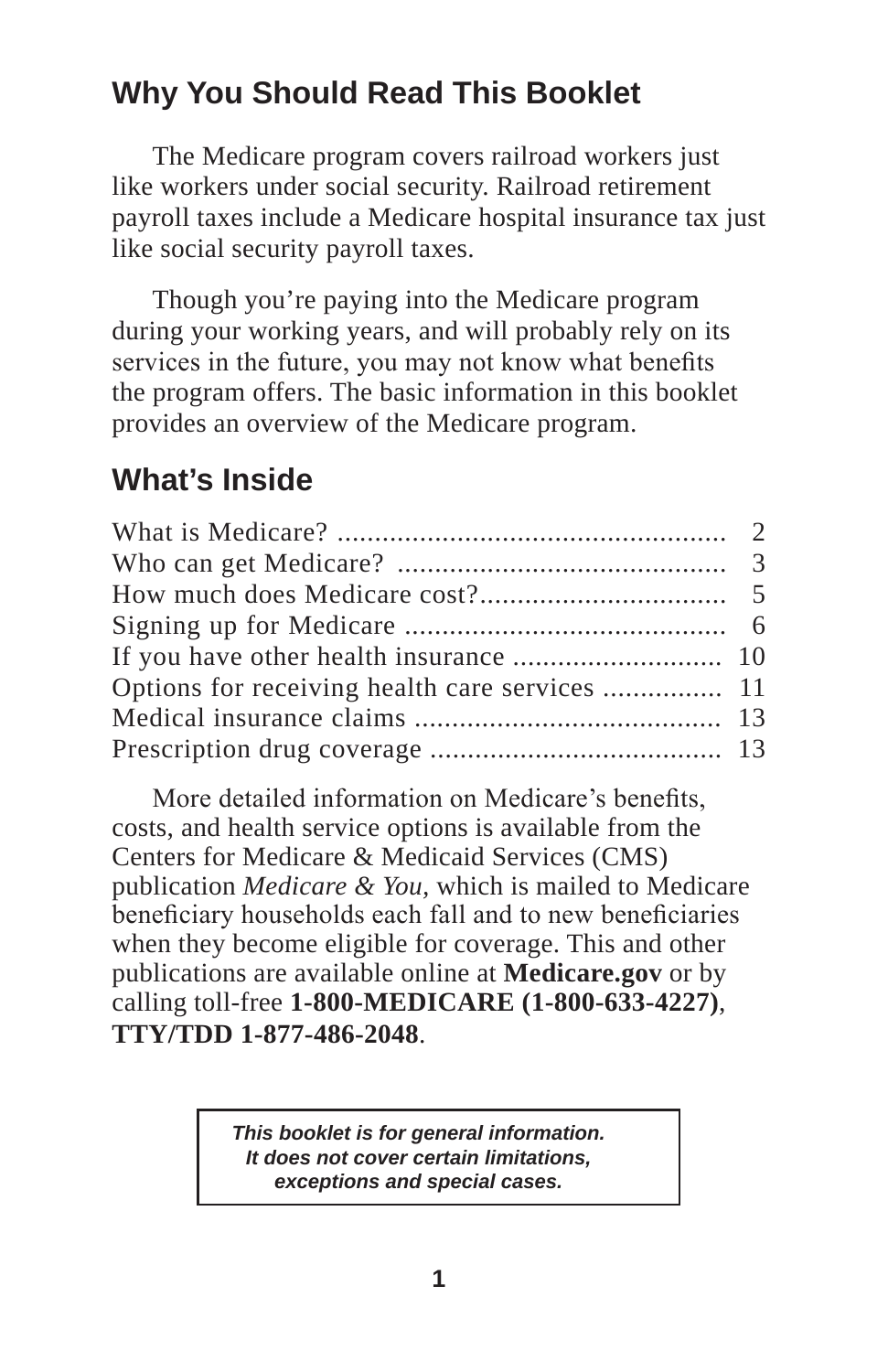## Why You Should Read This Booklet

The Medicare program covers railroad workers just like workers under social security. Railroad retirement payroll taxes include a Medicare hospital insurance tax just like social security payroll taxes.

Though you're paying into the Medicare program during your working years, and will probably rely on its services in the future, you may not know what benefits the program offers. The basic information in this booklet provides an overview of the Medicare program.

## What's Inside

| | |
|---|---|
| What is Medicare? | 2 |
| Who can get Medicare? | 3 |
| How much does Medicare cost? | 5 |
| Signing up for Medicare | 6 |
| If you have other health insurance | 10 |
| Options for receiving health care services | 11 |
| Medical insurance claims | 13 |
| Prescription drug coverage | 13 |

More detailed information on Medicare's benefits, costs, and health service options is available from the Centers for Medicare & Medicaid Services (CMS) publication *Medicare & You*, which is mailed to Medicare beneficiary households each fall and to new beneficiaries when they become eligible for coverage. This and other publications are available online at **Medicare.gov** or by calling toll-free **1-800-MEDICARE (1-800-633-4227)**, **TTY/TDD 1-877-486-2048**.

***This booklet is for general information. It does not cover certain limitations, exceptions and special cases.***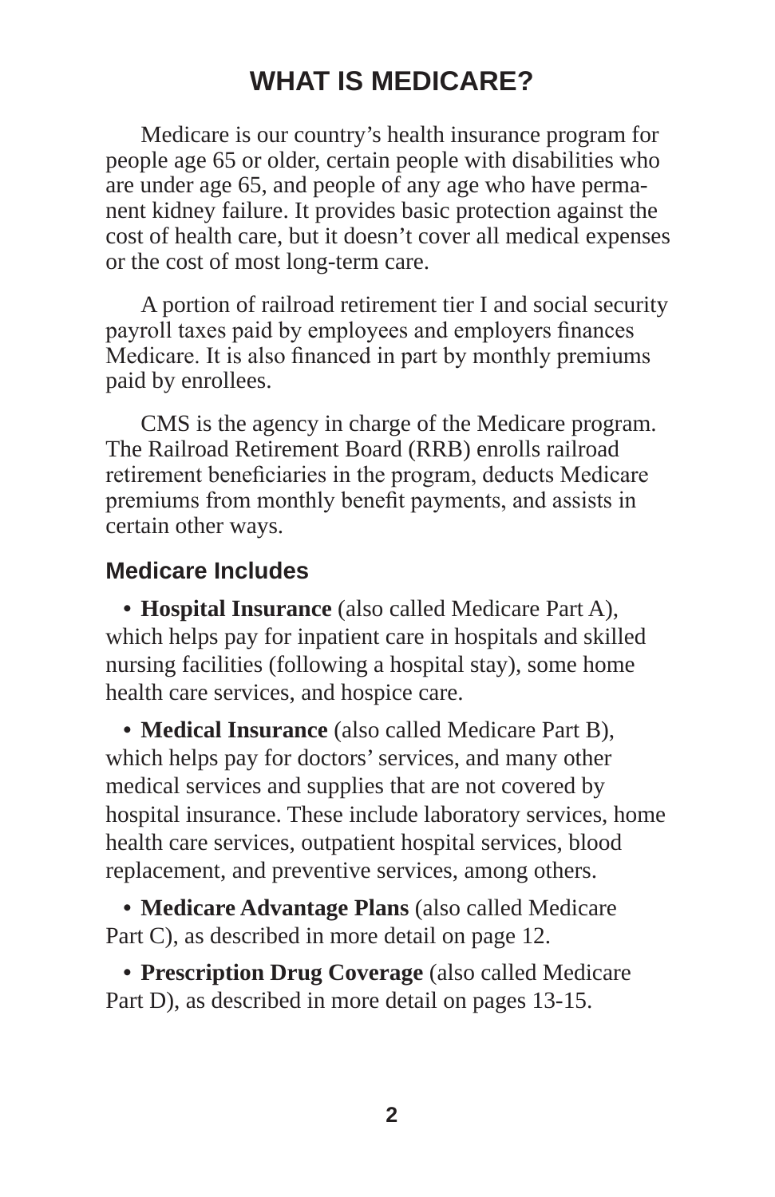# WHAT IS MEDICARE?

Medicare is our country's health insurance program for people age 65 or older, certain people with disabilities who are under age 65, and people of any age who have permanent kidney failure. It provides basic protection against the cost of health care, but it doesn't cover all medical expenses or the cost of most long-term care.

A portion of railroad retirement tier I and social security payroll taxes paid by employees and employers finances Medicare. It is also financed in part by monthly premiums paid by enrollees.

CMS is the agency in charge of the Medicare program. The Railroad Retirement Board (RRB) enrolls railroad retirement beneficiaries in the program, deducts Medicare premiums from monthly benefit payments, and assists in certain other ways.

## Medicare Includes

- **Hospital Insurance** (also called Medicare Part A), which helps pay for inpatient care in hospitals and skilled nursing facilities (following a hospital stay), some home health care services, and hospice care.
- **Medical Insurance** (also called Medicare Part B), which helps pay for doctors' services, and many other medical services and supplies that are not covered by hospital insurance. These include laboratory services, home health care services, outpatient hospital services, blood replacement, and preventive services, among others.
- **Medicare Advantage Plans** (also called Medicare Part C), as described in more detail on page 12.
- **Prescription Drug Coverage** (also called Medicare Part D), as described in more detail on pages 13-15.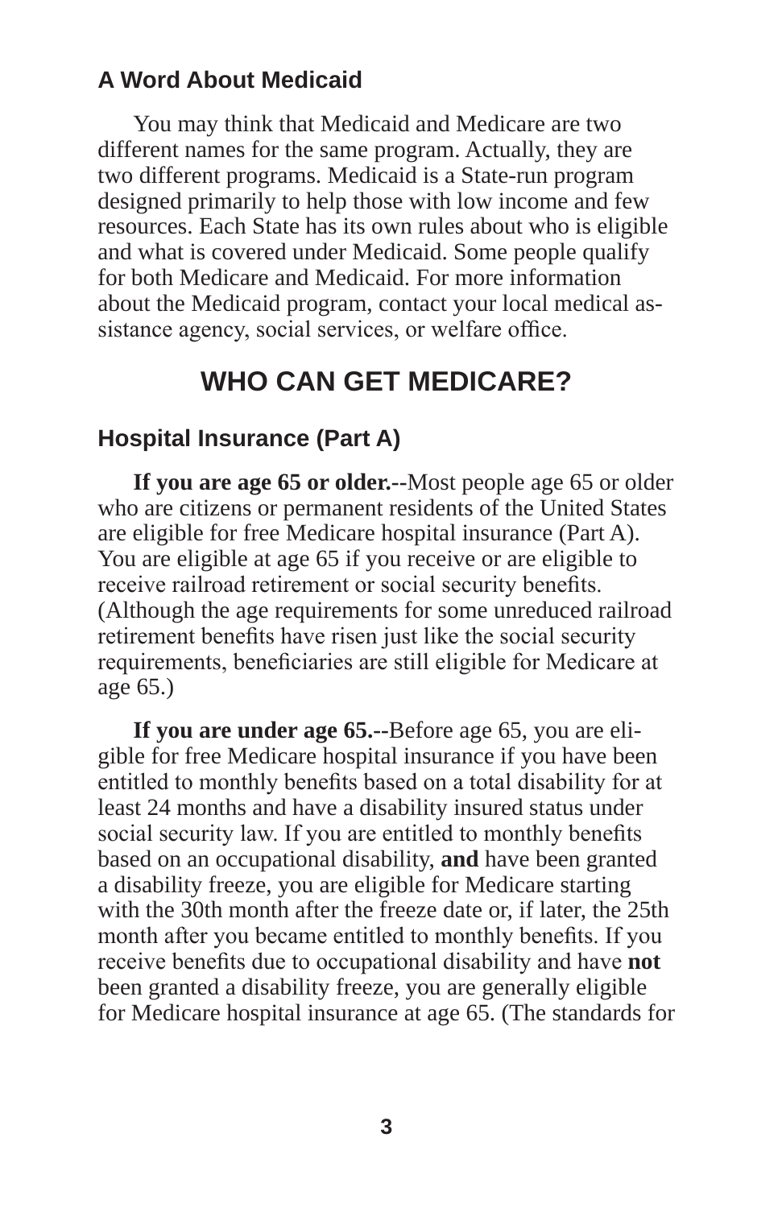### A Word About Medicaid

You may think that Medicaid and Medicare are two different names for the same program. Actually, they are two different programs. Medicaid is a State-run program designed primarily to help those with low income and few resources. Each State has its own rules about who is eligible and what is covered under Medicaid. Some people qualify for both Medicare and Medicaid. For more information about the Medicaid program, contact your local medical assistance agency, social services, or welfare office.

## WHO CAN GET MEDICARE?

### Hospital Insurance (Part A)

**If you are age 65 or older.--**Most people age 65 or older who are citizens or permanent residents of the United States are eligible for free Medicare hospital insurance (Part A). You are eligible at age 65 if you receive or are eligible to receive railroad retirement or social security benefits. (Although the age requirements for some unreduced railroad retirement benefits have risen just like the social security requirements, beneficiaries are still eligible for Medicare at age 65.)

**If you are under age 65.--**Before age 65, you are eligible for free Medicare hospital insurance if you have been entitled to monthly benefits based on a total disability for at least 24 months and have a disability insured status under social security law. If you are entitled to monthly benefits based on an occupational disability, **and** have been granted a disability freeze, you are eligible for Medicare starting with the 30th month after the freeze date or, if later, the 25th month after you became entitled to monthly benefits. If you receive benefits due to occupational disability and have **not** been granted a disability freeze, you are generally eligible for Medicare hospital insurance at age 65. (The standards for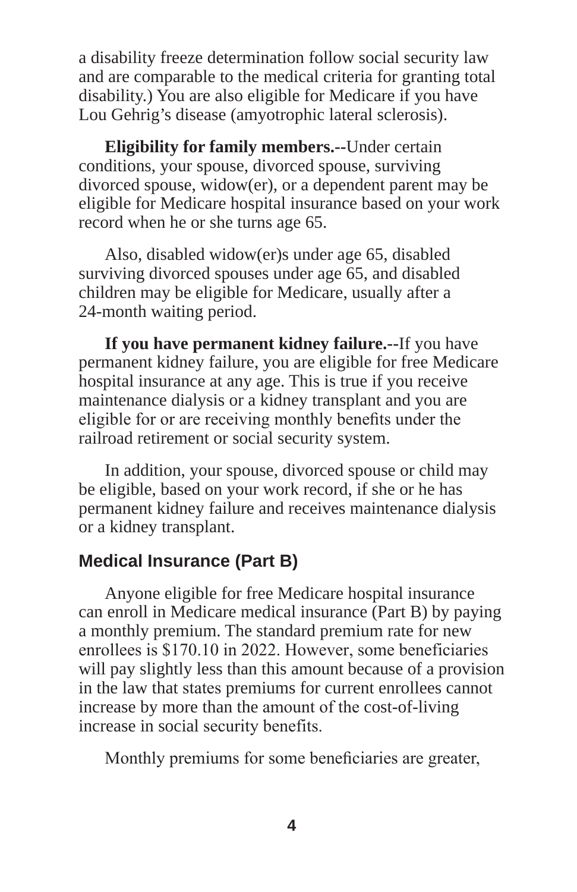a disability freeze determination follow social security law and are comparable to the medical criteria for granting total disability.) You are also eligible for Medicare if you have Lou Gehrig's disease (amyotrophic lateral sclerosis).

**Eligibility for family members.--**Under certain conditions, your spouse, divorced spouse, surviving divorced spouse, widow(er), or a dependent parent may be eligible for Medicare hospital insurance based on your work record when he or she turns age 65.

Also, disabled widow(er)s under age 65, disabled surviving divorced spouses under age 65, and disabled children may be eligible for Medicare, usually after a 24-month waiting period.

**If you have permanent kidney failure.--**If you have permanent kidney failure, you are eligible for free Medicare hospital insurance at any age. This is true if you receive maintenance dialysis or a kidney transplant and you are eligible for or are receiving monthly benefits under the railroad retirement or social security system.

In addition, your spouse, divorced spouse or child may be eligible, based on your work record, if she or he has permanent kidney failure and receives maintenance dialysis or a kidney transplant.

## Medical Insurance (Part B)

Anyone eligible for free Medicare hospital insurance can enroll in Medicare medical insurance (Part B) by paying a monthly premium. The standard premium rate for new enrollees is $170.10 in 2022. However, some beneficiaries will pay slightly less than this amount because of a provision in the law that states premiums for current enrollees cannot increase by more than the amount of the cost-of-living increase in social security benefits.

Monthly premiums for some beneficiaries are greater,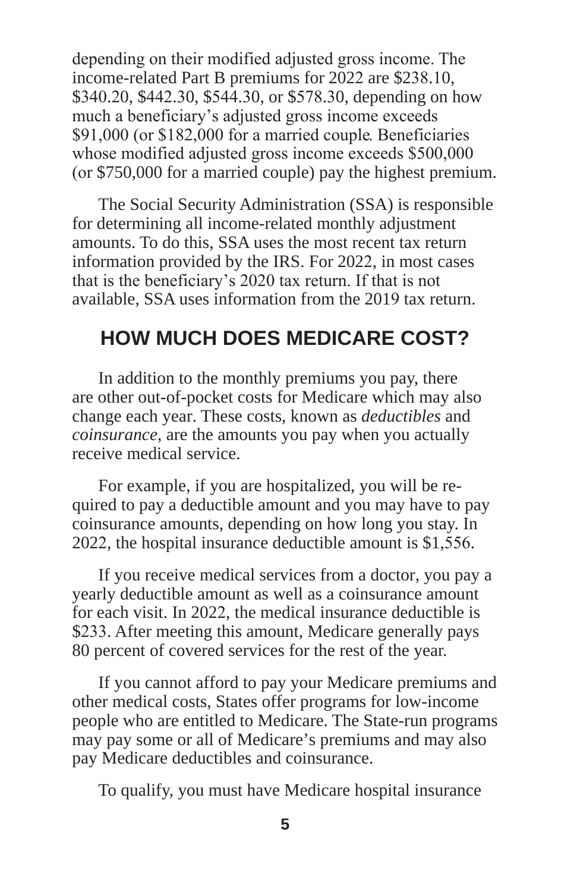depending on their modified adjusted gross income. The income-related Part B premiums for 2022 are $238.10, $340.20, $442.30, $544.30, or $578.30, depending on how much a beneficiary's adjusted gross income exceeds $91,000 (or $182,000 for a married couple. Beneficiaries whose modified adjusted gross income exceeds $500,000 (or $750,000 for a married couple) pay the highest premium.

The Social Security Administration (SSA) is responsible for determining all income-related monthly adjustment amounts. To do this, SSA uses the most recent tax return information provided by the IRS. For 2022, in most cases that is the beneficiary's 2020 tax return. If that is not available, SSA uses information from the 2019 tax return.

## HOW MUCH DOES MEDICARE COST?

In addition to the monthly premiums you pay, there are other out-of-pocket costs for Medicare which may also change each year. These costs, known as *deductibles* and *coinsurance*, are the amounts you pay when you actually receive medical service.

For example, if you are hospitalized, you will be required to pay a deductible amount and you may have to pay coinsurance amounts, depending on how long you stay. In 2022, the hospital insurance deductible amount is $1,556.

If you receive medical services from a doctor, you pay a yearly deductible amount as well as a coinsurance amount for each visit. In 2022, the medical insurance deductible is $233. After meeting this amount, Medicare generally pays 80 percent of covered services for the rest of the year.

If you cannot afford to pay your Medicare premiums and other medical costs, States offer programs for low-income people who are entitled to Medicare. The State-run programs may pay some or all of Medicare's premiums and may also pay Medicare deductibles and coinsurance.

To qualify, you must have Medicare hospital insurance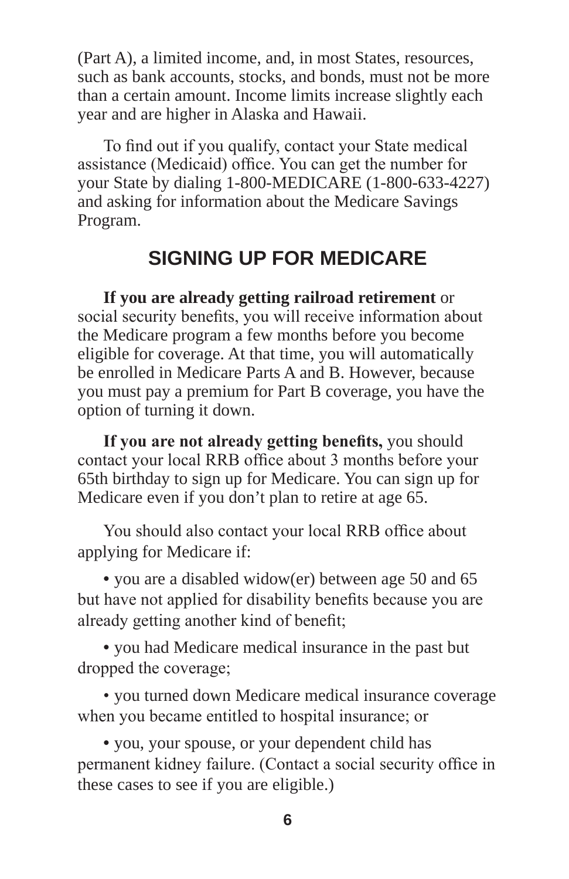(Part A), a limited income, and, in most States, resources, such as bank accounts, stocks, and bonds, must not be more than a certain amount. Income limits increase slightly each year and are higher in Alaska and Hawaii.

To find out if you qualify, contact your State medical assistance (Medicaid) office. You can get the number for your State by dialing 1-800-MEDICARE (1-800-633-4227) and asking for information about the Medicare Savings Program.

## SIGNING UP FOR MEDICARE

**If you are already getting railroad retirement** or social security benefits, you will receive information about the Medicare program a few months before you become eligible for coverage. At that time, you will automatically be enrolled in Medicare Parts A and B. However, because you must pay a premium for Part B coverage, you have the option of turning it down.

**If you are not already getting benefits,** you should contact your local RRB office about 3 months before your 65th birthday to sign up for Medicare. You can sign up for Medicare even if you don't plan to retire at age 65.

You should also contact your local RRB office about applying for Medicare if:

- you are a disabled widow(er) between age 50 and 65 but have not applied for disability benefits because you are already getting another kind of benefit;
- you had Medicare medical insurance in the past but dropped the coverage;
- you turned down Medicare medical insurance coverage when you became entitled to hospital insurance; or
- you, your spouse, or your dependent child has permanent kidney failure. (Contact a social security office in these cases to see if you are eligible.)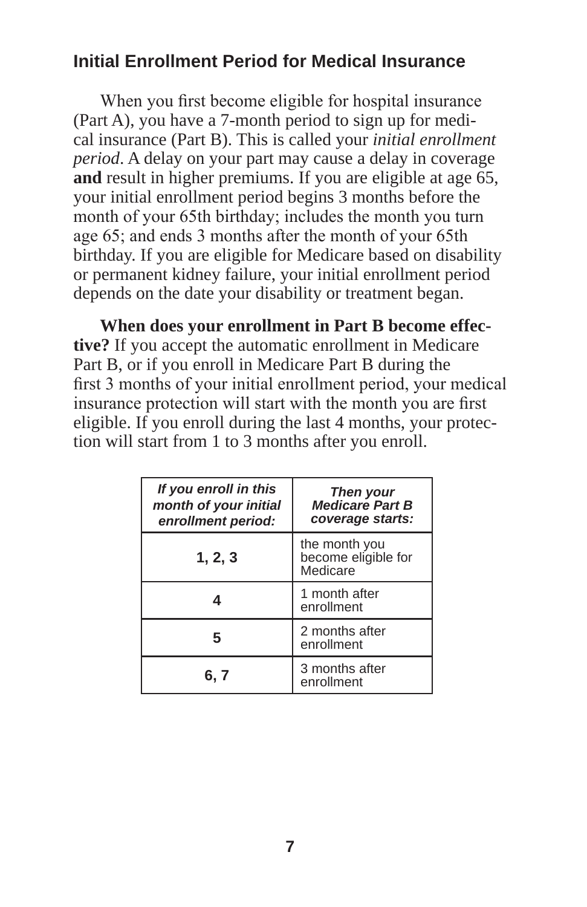## Initial Enrollment Period for Medical Insurance

When you first become eligible for hospital insurance (Part A), you have a 7-month period to sign up for medical insurance (Part B). This is called your *initial enrollment period*. A delay on your part may cause a delay in coverage **and** result in higher premiums. If you are eligible at age 65, your initial enrollment period begins 3 months before the month of your 65th birthday; includes the month you turn age 65; and ends 3 months after the month of your 65th birthday. If you are eligible for Medicare based on disability or permanent kidney failure, your initial enrollment period depends on the date your disability or treatment began.

**When does your enrollment in Part B become effective?** If you accept the automatic enrollment in Medicare Part B, or if you enroll in Medicare Part B during the first 3 months of your initial enrollment period, your medical insurance protection will start with the month you are first eligible. If you enroll during the last 4 months, your protection will start from 1 to 3 months after you enroll.

| ***If you enroll in this month of your initial enrollment period:*** | ***Then your Medicare Part B coverage starts:*** |
|---|---|
| **1, 2, 3** | the month you become eligible for Medicare |
| **4** | 1 month after enrollment |
| **5** | 2 months after enrollment |
| **6, 7** | 3 months after enrollment |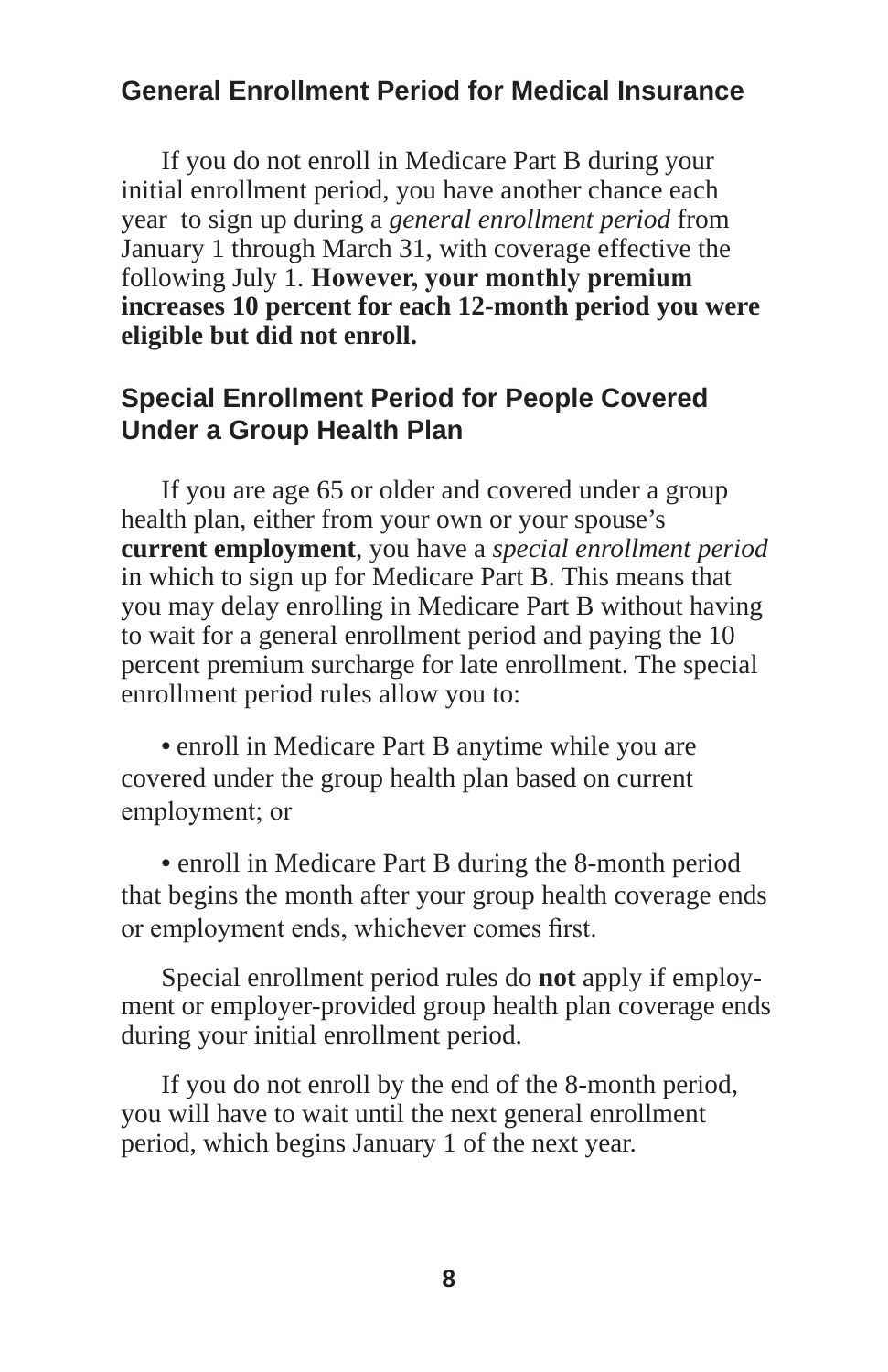## General Enrollment Period for Medical Insurance

If you do not enroll in Medicare Part B during your initial enrollment period, you have another chance each year to sign up during a *general enrollment period* from January 1 through March 31, with coverage effective the following July 1. **However, your monthly premium increases 10 percent for each 12-month period you were eligible but did not enroll.**

## Special Enrollment Period for People Covered Under a Group Health Plan

If you are age 65 or older and covered under a group health plan, either from your own or your spouse's **current employment**, you have a *special enrollment period* in which to sign up for Medicare Part B. This means that you may delay enrolling in Medicare Part B without having to wait for a general enrollment period and paying the 10 percent premium surcharge for late enrollment. The special enrollment period rules allow you to:

- enroll in Medicare Part B anytime while you are covered under the group health plan based on current employment; or

- enroll in Medicare Part B during the 8-month period that begins the month after your group health coverage ends or employment ends, whichever comes first.

Special enrollment period rules do **not** apply if employment or employer-provided group health plan coverage ends during your initial enrollment period.

If you do not enroll by the end of the 8-month period, you will have to wait until the next general enrollment period, which begins January 1 of the next year.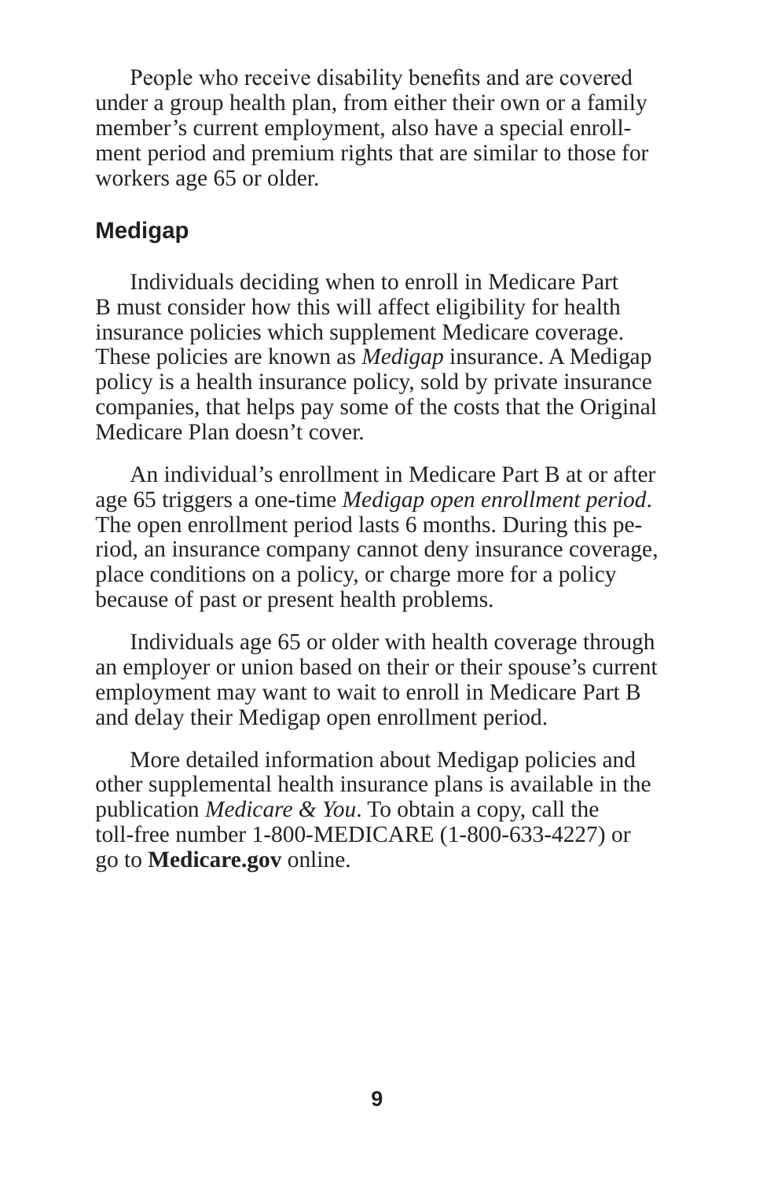People who receive disability benefits and are covered under a group health plan, from either their own or a family member's current employment, also have a special enrollment period and premium rights that are similar to those for workers age 65 or older.

## Medigap

Individuals deciding when to enroll in Medicare Part B must consider how this will affect eligibility for health insurance policies which supplement Medicare coverage. These policies are known as *Medigap* insurance. A Medigap policy is a health insurance policy, sold by private insurance companies, that helps pay some of the costs that the Original Medicare Plan doesn't cover.

An individual's enrollment in Medicare Part B at or after age 65 triggers a one-time *Medigap open enrollment period*. The open enrollment period lasts 6 months. During this period, an insurance company cannot deny insurance coverage, place conditions on a policy, or charge more for a policy because of past or present health problems.

Individuals age 65 or older with health coverage through an employer or union based on their or their spouse's current employment may want to wait to enroll in Medicare Part B and delay their Medigap open enrollment period.

More detailed information about Medigap policies and other supplemental health insurance plans is available in the publication *Medicare & You*. To obtain a copy, call the toll-free number 1-800-MEDICARE (1-800-633-4227) or go to **Medicare.gov** online.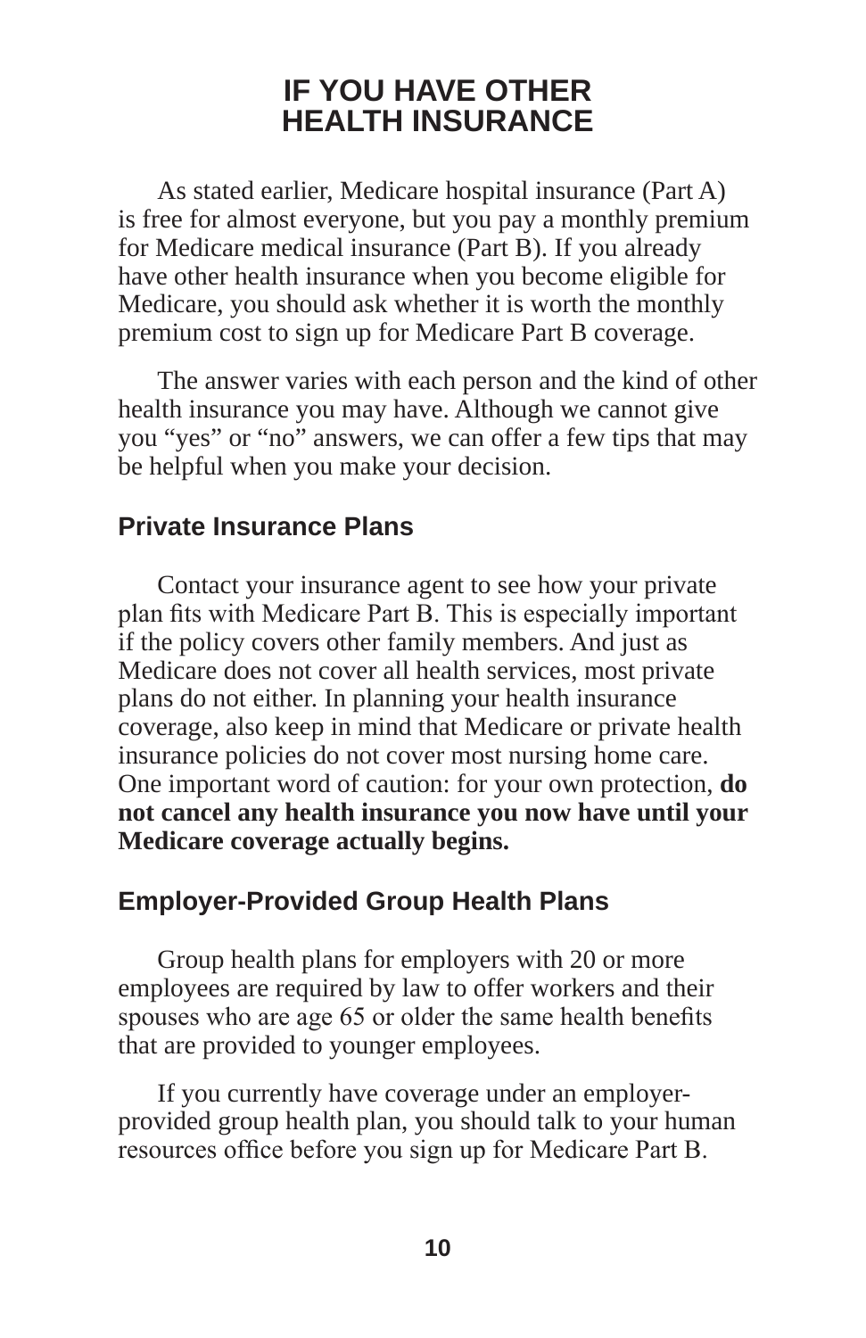# IF YOU HAVE OTHER HEALTH INSURANCE

As stated earlier, Medicare hospital insurance (Part A) is free for almost everyone, but you pay a monthly premium for Medicare medical insurance (Part B). If you already have other health insurance when you become eligible for Medicare, you should ask whether it is worth the monthly premium cost to sign up for Medicare Part B coverage.

The answer varies with each person and the kind of other health insurance you may have. Although we cannot give you "yes" or "no" answers, we can offer a few tips that may be helpful when you make your decision.

## Private Insurance Plans

Contact your insurance agent to see how your private plan fits with Medicare Part B. This is especially important if the policy covers other family members. And just as Medicare does not cover all health services, most private plans do not either. In planning your health insurance coverage, also keep in mind that Medicare or private health insurance policies do not cover most nursing home care. One important word of caution: for your own protection, **do not cancel any health insurance you now have until your Medicare coverage actually begins.**

## Employer-Provided Group Health Plans

Group health plans for employers with 20 or more employees are required by law to offer workers and their spouses who are age 65 or older the same health benefits that are provided to younger employees.

If you currently have coverage under an employer-provided group health plan, you should talk to your human resources office before you sign up for Medicare Part B.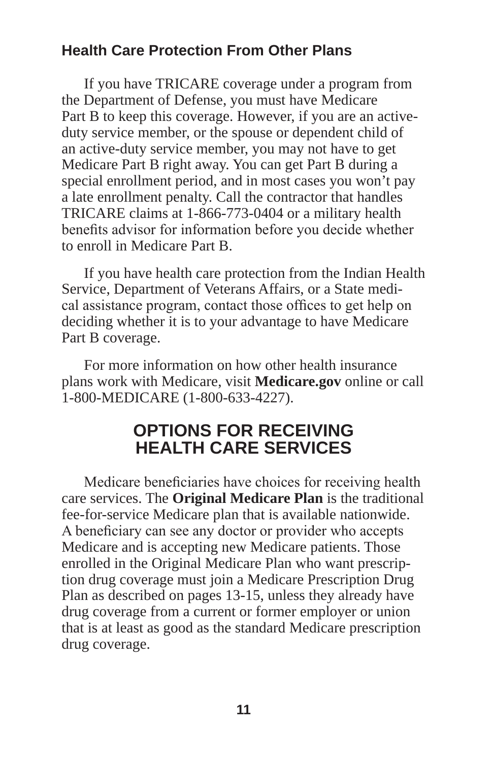### Health Care Protection From Other Plans

If you have TRICARE coverage under a program from the Department of Defense, you must have Medicare Part B to keep this coverage. However, if you are an active-duty service member, or the spouse or dependent child of an active-duty service member, you may not have to get Medicare Part B right away. You can get Part B during a special enrollment period, and in most cases you won't pay a late enrollment penalty. Call the contractor that handles TRICARE claims at 1-866-773-0404 or a military health benefits advisor for information before you decide whether to enroll in Medicare Part B.

If you have health care protection from the Indian Health Service, Department of Veterans Affairs, or a State medical assistance program, contact those offices to get help on deciding whether it is to your advantage to have Medicare Part B coverage.

For more information on how other health insurance plans work with Medicare, visit **Medicare.gov** online or call 1-800-MEDICARE (1-800-633-4227).

## OPTIONS FOR RECEIVING HEALTH CARE SERVICES

Medicare beneficiaries have choices for receiving health care services. The **Original Medicare Plan** is the traditional fee-for-service Medicare plan that is available nationwide. A beneficiary can see any doctor or provider who accepts Medicare and is accepting new Medicare patients. Those enrolled in the Original Medicare Plan who want prescription drug coverage must join a Medicare Prescription Drug Plan as described on pages 13-15, unless they already have drug coverage from a current or former employer or union that is at least as good as the standard Medicare prescription drug coverage.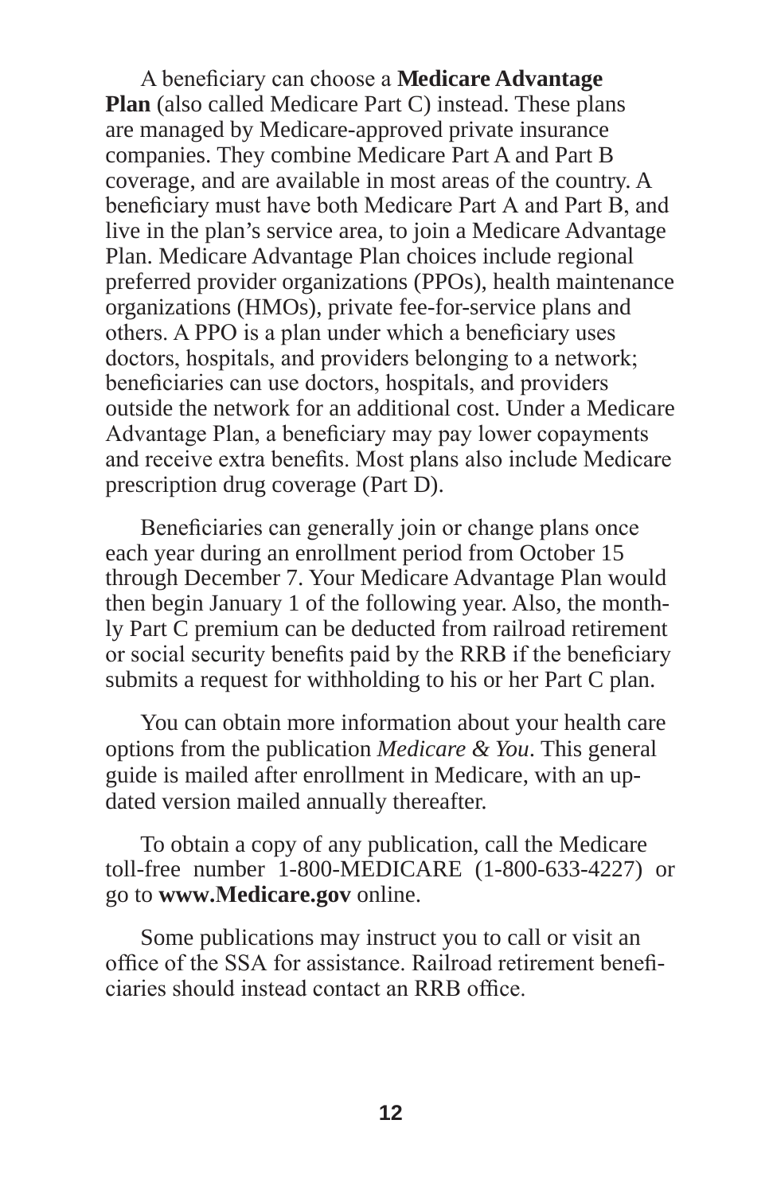A beneficiary can choose a **Medicare Advantage Plan** (also called Medicare Part C) instead. These plans are managed by Medicare-approved private insurance companies. They combine Medicare Part A and Part B coverage, and are available in most areas of the country. A beneficiary must have both Medicare Part A and Part B, and live in the plan's service area, to join a Medicare Advantage Plan. Medicare Advantage Plan choices include regional preferred provider organizations (PPOs), health maintenance organizations (HMOs), private fee-for-service plans and others. A PPO is a plan under which a beneficiary uses doctors, hospitals, and providers belonging to a network; beneficiaries can use doctors, hospitals, and providers outside the network for an additional cost. Under a Medicare Advantage Plan, a beneficiary may pay lower copayments and receive extra benefits. Most plans also include Medicare prescription drug coverage (Part D).

Beneficiaries can generally join or change plans once each year during an enrollment period from October 15 through December 7. Your Medicare Advantage Plan would then begin January 1 of the following year. Also, the monthly Part C premium can be deducted from railroad retirement or social security benefits paid by the RRB if the beneficiary submits a request for withholding to his or her Part C plan.

You can obtain more information about your health care options from the publication *Medicare & You*. This general guide is mailed after enrollment in Medicare, with an updated version mailed annually thereafter.

To obtain a copy of any publication, call the Medicare toll-free number 1-800-MEDICARE (1-800-633-4227) or go to **www.Medicare.gov** online.

Some publications may instruct you to call or visit an office of the SSA for assistance. Railroad retirement beneficiaries should instead contact an RRB office.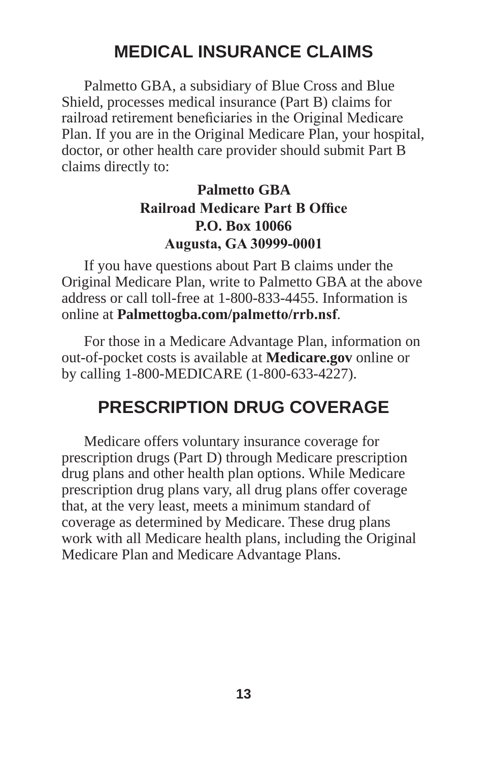## MEDICAL INSURANCE CLAIMS

Palmetto GBA, a subsidiary of Blue Cross and Blue Shield, processes medical insurance (Part B) claims for railroad retirement beneficiaries in the Original Medicare Plan. If you are in the Original Medicare Plan, your hospital, doctor, or other health care provider should submit Part B claims directly to:

**Palmetto GBA**  
**Railroad Medicare Part B Office**  
**P.O. Box 10066**  
**Augusta, GA 30999-0001**

If you have questions about Part B claims under the Original Medicare Plan, write to Palmetto GBA at the above address or call toll-free at 1-800-833-4455. Information is online at **Palmettogba.com/palmetto/rrb.nsf**.

For those in a Medicare Advantage Plan, information on out-of-pocket costs is available at **Medicare.gov** online or by calling 1-800-MEDICARE (1-800-633-4227).

## PRESCRIPTION DRUG COVERAGE

Medicare offers voluntary insurance coverage for prescription drugs (Part D) through Medicare prescription drug plans and other health plan options. While Medicare prescription drug plans vary, all drug plans offer coverage that, at the very least, meets a minimum standard of coverage as determined by Medicare. These drug plans work with all Medicare health plans, including the Original Medicare Plan and Medicare Advantage Plans.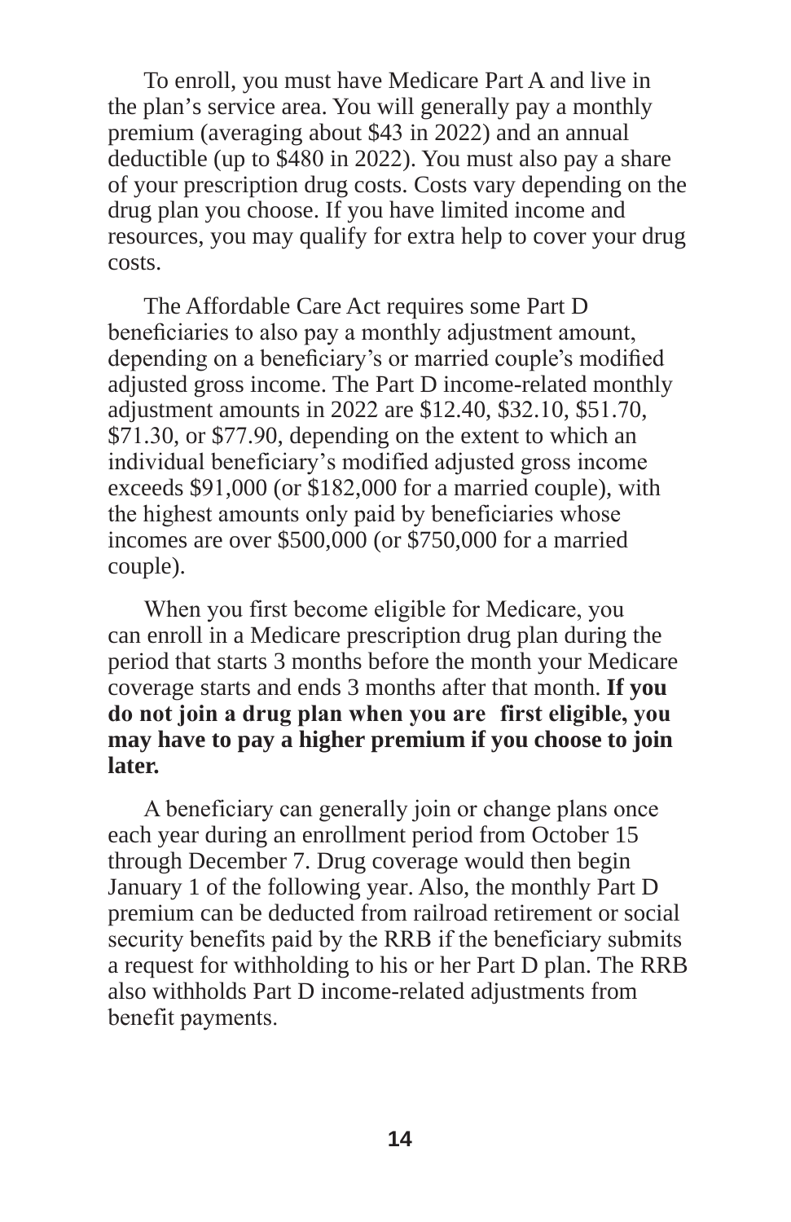To enroll, you must have Medicare Part A and live in the plan's service area. You will generally pay a monthly premium (averaging about $43 in 2022) and an annual deductible (up to $480 in 2022). You must also pay a share of your prescription drug costs. Costs vary depending on the drug plan you choose. If you have limited income and resources, you may qualify for extra help to cover your drug costs.

The Affordable Care Act requires some Part D beneficiaries to also pay a monthly adjustment amount, depending on a beneficiary's or married couple's modified adjusted gross income. The Part D income-related monthly adjustment amounts in 2022 are $12.40, $32.10, $51.70, $71.30, or $77.90, depending on the extent to which an individual beneficiary's modified adjusted gross income exceeds $91,000 (or $182,000 for a married couple), with the highest amounts only paid by beneficiaries whose incomes are over $500,000 (or $750,000 for a married couple).

When you first become eligible for Medicare, you can enroll in a Medicare prescription drug plan during the period that starts 3 months before the month your Medicare coverage starts and ends 3 months after that month. **If you do not join a drug plan when you are first eligible, you may have to pay a higher premium if you choose to join later.**

A beneficiary can generally join or change plans once each year during an enrollment period from October 15 through December 7. Drug coverage would then begin January 1 of the following year. Also, the monthly Part D premium can be deducted from railroad retirement or social security benefits paid by the RRB if the beneficiary submits a request for withholding to his or her Part D plan. The RRB also withholds Part D income-related adjustments from benefit payments.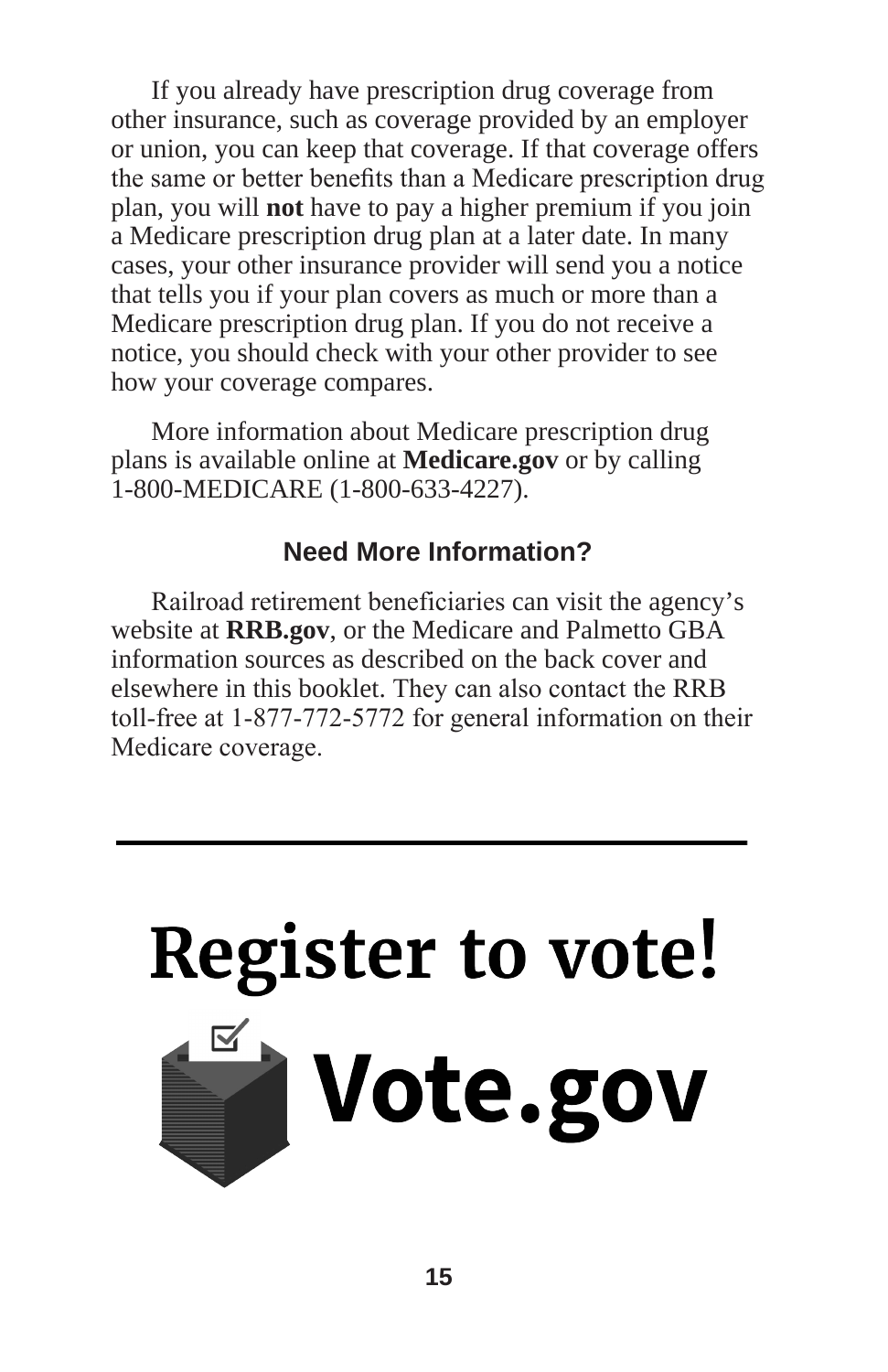If you already have prescription drug coverage from other insurance, such as coverage provided by an employer or union, you can keep that coverage. If that coverage offers the same or better benefits than a Medicare prescription drug plan, you will **not** have to pay a higher premium if you join a Medicare prescription drug plan at a later date. In many cases, your other insurance provider will send you a notice that tells you if your plan covers as much or more than a Medicare prescription drug plan. If you do not receive a notice, you should check with your other provider to see how your coverage compares.

More information about Medicare prescription drug plans is available online at **Medicare.gov** or by calling 1-800-MEDICARE (1-800-633-4227).

### Need More Information?

Railroad retirement beneficiaries can visit the agency's website at **RRB.gov**, or the Medicare and Palmetto GBA information sources as described on the back cover and elsewhere in this booklet. They can also contact the RRB toll-free at 1-877-772-5772 for general information on their Medicare coverage.

---

# Register to vote!

# Vote.gov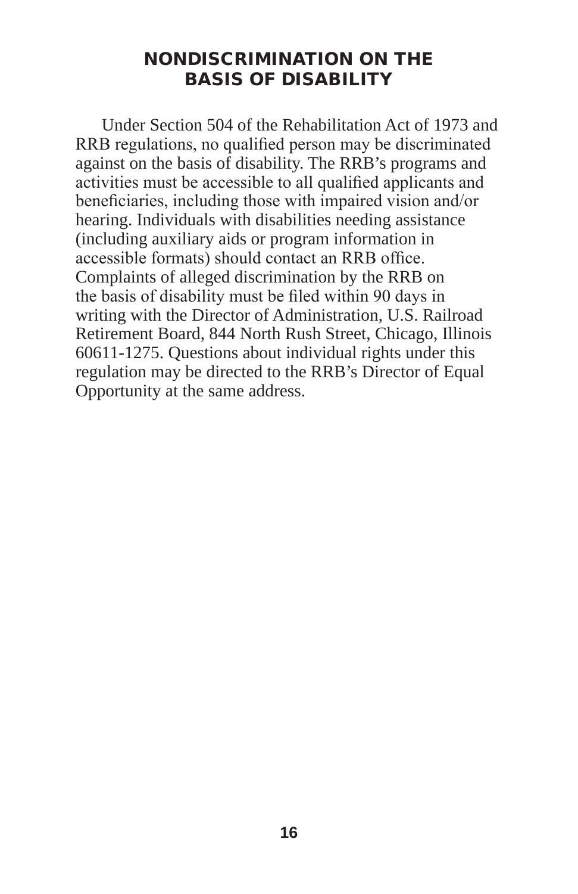## NONDISCRIMINATION ON THE BASIS OF DISABILITY

Under Section 504 of the Rehabilitation Act of 1973 and RRB regulations, no qualified person may be discriminated against on the basis of disability. The RRB's programs and activities must be accessible to all qualified applicants and beneficiaries, including those with impaired vision and/or hearing. Individuals with disabilities needing assistance (including auxiliary aids or program information in accessible formats) should contact an RRB office. Complaints of alleged discrimination by the RRB on the basis of disability must be filed within 90 days in writing with the Director of Administration, U.S. Railroad Retirement Board, 844 North Rush Street, Chicago, Illinois 60611-1275. Questions about individual rights under this regulation may be directed to the RRB's Director of Equal Opportunity at the same address.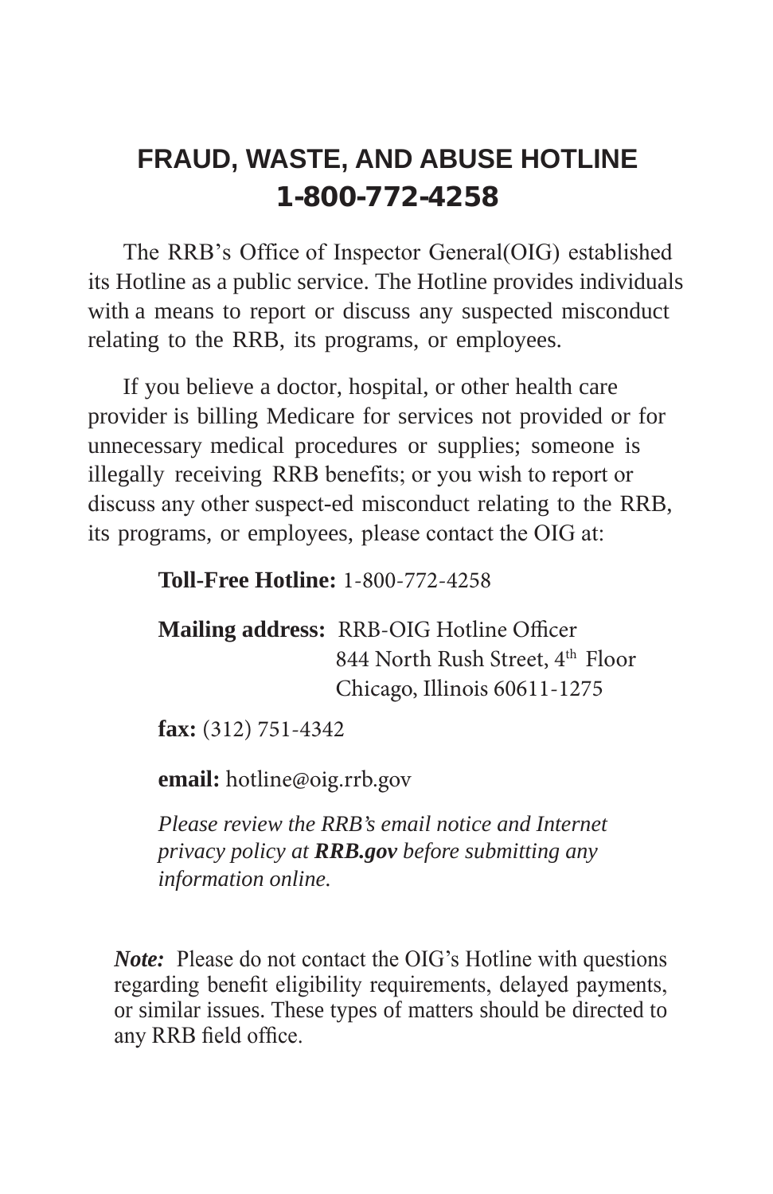# FRAUD, WASTE, AND ABUSE HOTLINE
## 1-800-772-4258

The RRB's Office of Inspector General(OIG) established its Hotline as a public service. The Hotline provides individuals with a means to report or discuss any suspected misconduct relating to the RRB, its programs, or employees.

If you believe a doctor, hospital, or other health care provider is billing Medicare for services not provided or for unnecessary medical procedures or supplies; someone is illegally receiving RRB benefits; or you wish to report or discuss any other suspect-ed misconduct relating to the RRB, its programs, or employees, please contact the OIG at:

**Toll-Free Hotline:** 1-800-772-4258

**Mailing address:** RRB-OIG Hotline Officer
844 North Rush Street, 4th Floor
Chicago, Illinois 60611-1275

**fax:** (312) 751-4342

**email:** hotline@oig.rrb.gov

*Please review the RRB's email notice and Internet privacy policy at* ***RRB.gov*** *before submitting any information online.*

***Note:*** Please do not contact the OIG's Hotline with questions regarding benefit eligibility requirements, delayed payments, or similar issues. These types of matters should be directed to any RRB field office.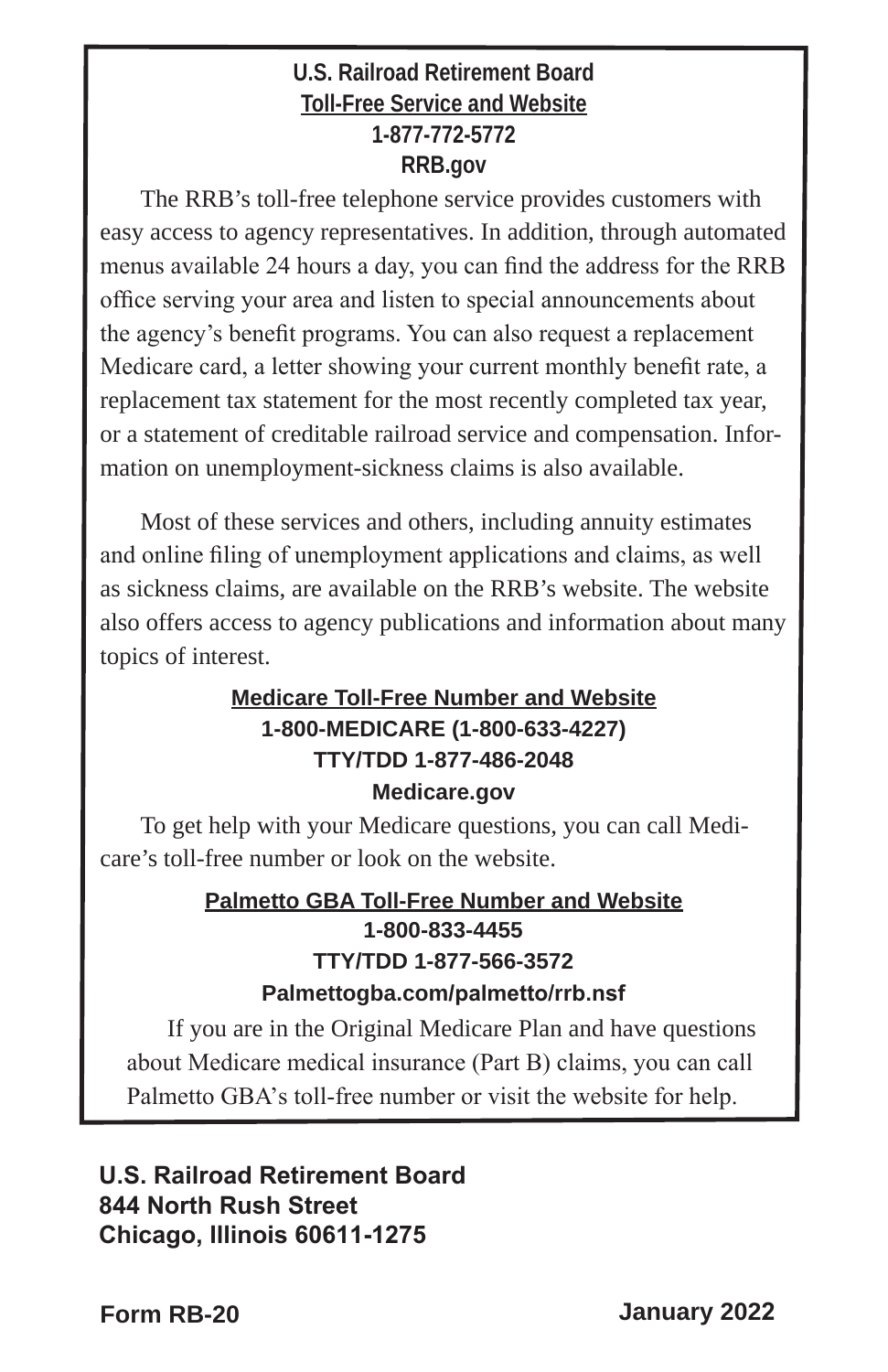**U.S. Railroad Retirement Board**
**Toll-Free Service and Website**
**1-877-772-5772**
**RRB.gov**

The RRB's toll-free telephone service provides customers with easy access to agency representatives. In addition, through automated menus available 24 hours a day, you can find the address for the RRB office serving your area and listen to special announcements about the agency's benefit programs. You can also request a replacement Medicare card, a letter showing your current monthly benefit rate, a replacement tax statement for the most recently completed tax year, or a statement of creditable railroad service and compensation. Information on unemployment-sickness claims is also available.

Most of these services and others, including annuity estimates and online filing of unemployment applications and claims, as well as sickness claims, are available on the RRB's website. The website also offers access to agency publications and information about many topics of interest.

**Medicare Toll-Free Number and Website**
**1-800-MEDICARE (1-800-633-4227)**
**TTY/TDD 1-877-486-2048**
**Medicare.gov**

To get help with your Medicare questions, you can call Medicare's toll-free number or look on the website.

**Palmetto GBA Toll-Free Number and Website**
**1-800-833-4455**
**TTY/TDD 1-877-566-3572**
**Palmettogba.com/palmetto/rrb.nsf**

If you are in the Original Medicare Plan and have questions about Medicare medical insurance (Part B) claims, you can call Palmetto GBA's toll-free number or visit the website for help.

**U.S. Railroad Retirement Board**
**844 North Rush Street**
**Chicago, Illinois 60611-1275**

**Form RB-20** **January 2022**